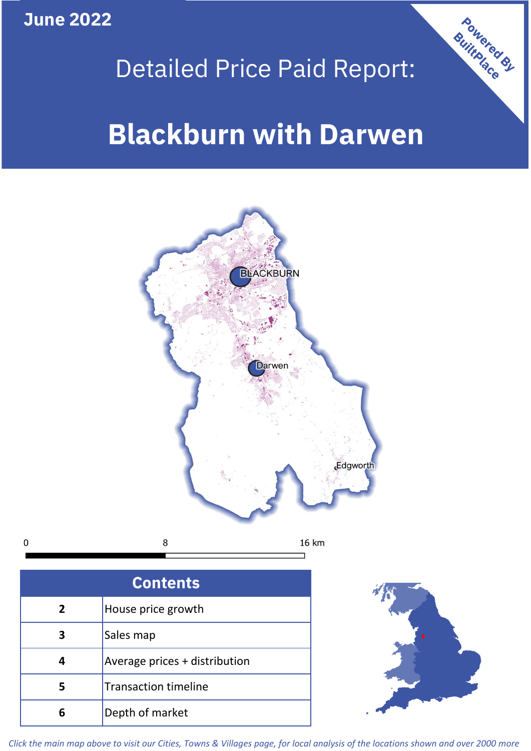June 2022

# Detailed Price Paid Report:

# Blackburn with Darwen

Powered By BuiltPlace

BLACKBURN

Darwen

Edgworth

0 8 16 km

| Contents | |
|---|---|
| 2 | House price growth |
| 3 | Sales map |
| 4 | Average prices + distribution |
| 5 | Transaction timeline |
| 6 | Depth of market |

*Click the main map above to visit our Cities, Towns & Villages page, for local analysis of the locations shown and over 2000 more*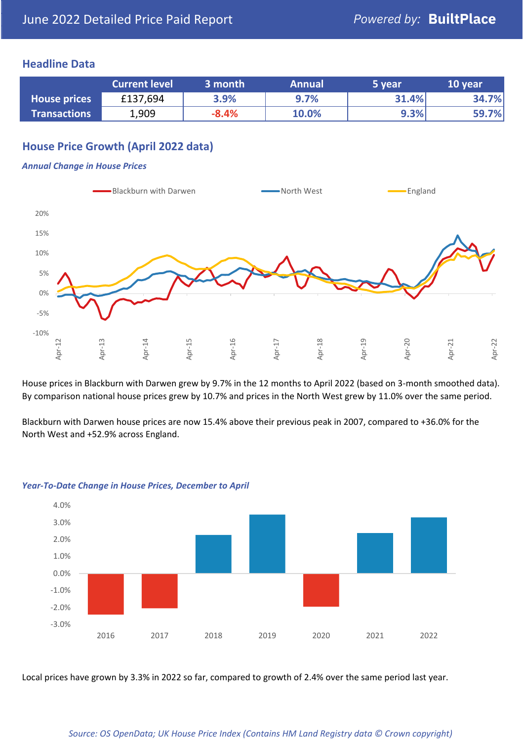June 2022 Detailed Price Paid Report

*Powered by:* **BuiltPlace**

## Headline Data

| | Current level | 3 month | Annual | 5 year | 10 year |
|---|---|---|---|---|---|
| **House prices** | £137,694 | 3.9% | 9.7% | 31.4% | 34.7% |
| **Transactions** | 1,909 | -8.4% | 10.0% | 9.3% | 59.7% |

## House Price Growth (April 2022 data)

### *Annual Change in House Prices*

House prices in Blackburn with Darwen grew by 9.7% in the 12 months to April 2022 (based on 3-month smoothed data). By comparison national house prices grew by 10.7% and prices in the North West grew by 11.0% over the same period.

Blackburn with Darwen house prices are now 15.4% above their previous peak in 2007, compared to +36.0% for the North West and +52.9% across England.

### *Year-To-Date Change in House Prices, December to April*

Local prices have grown by 3.3% in 2022 so far, compared to growth of 2.4% over the same period last year.

*Source: OS OpenData; UK House Price Index (Contains HM Land Registry data © Crown copyright)*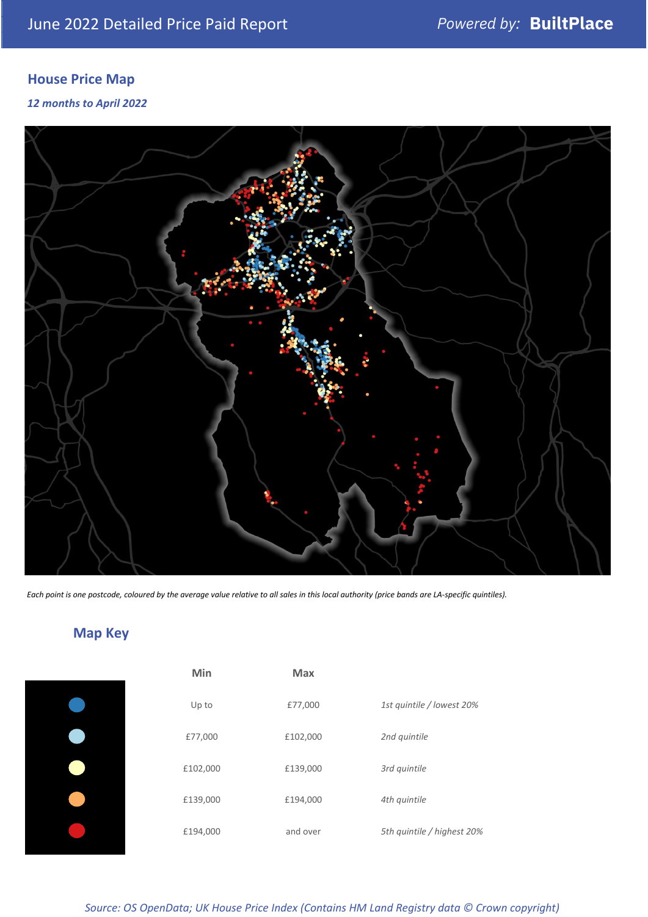## House Price Map

*12 months to April 2022*

*Each point is one postcode, coloured by the average value relative to all sales in this local authority (price bands are LA-specific quintiles).*

## Map Key

| | Min | Max | |
|---|---|---|---|
| ● | Up to | £77,000 | *1st quintile / lowest 20%* |
| ● | £77,000 | £102,000 | *2nd quintile* |
| ● | £102,000 | £139,000 | *3rd quintile* |
| ● | £139,000 | £194,000 | *4th quintile* |
| ● | £194,000 | and over | *5th quintile / highest 20%* |

*Source: OS OpenData; UK House Price Index (Contains HM Land Registry data © Crown copyright)*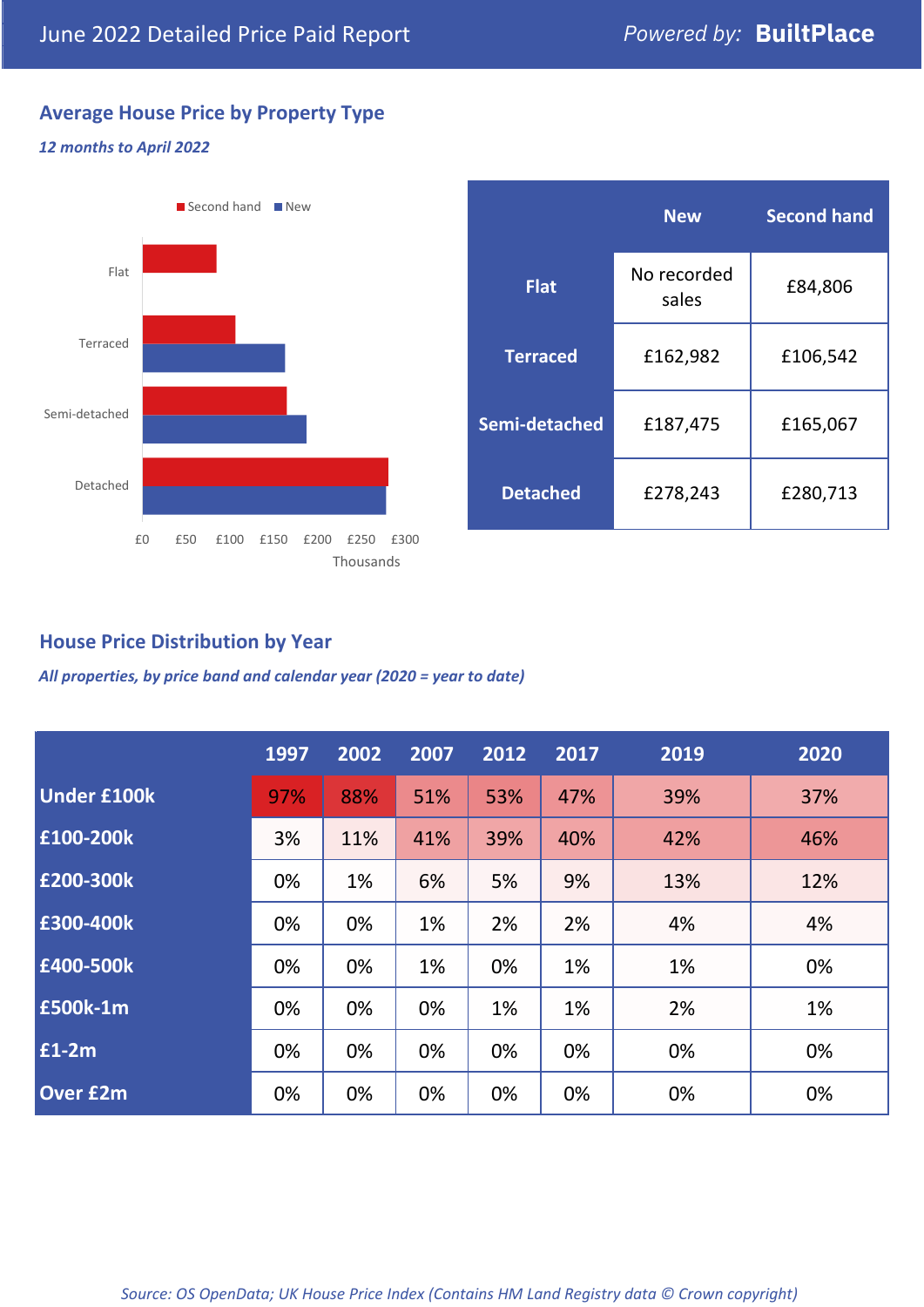# June 2022 Detailed Price Paid Report

*Powered by:* **BuiltPlace**

## Average House Price by Property Type

*12 months to April 2022*

| | New | Second hand |
|---|---|---|
| **Flat** | No recorded sales | £84,806 |
| **Terraced** | £162,982 | £106,542 |
| **Semi-detached** | £187,475 | £165,067 |
| **Detached** | £278,243 | £280,713 |

## House Price Distribution by Year

*All properties, by price band and calendar year (2020 = year to date)*

| | 1997 | 2002 | 2007 | 2012 | 2017 | 2019 | 2020 |
|---|---|---|---|---|---|---|---|
| **Under £100k** | 97% | 88% | 51% | 53% | 47% | 39% | 37% |
| **£100-200k** | 3% | 11% | 41% | 39% | 40% | 42% | 46% |
| **£200-300k** | 0% | 1% | 6% | 5% | 9% | 13% | 12% |
| **£300-400k** | 0% | 0% | 1% | 2% | 2% | 4% | 4% |
| **£400-500k** | 0% | 0% | 1% | 0% | 1% | 1% | 0% |
| **£500k-1m** | 0% | 0% | 0% | 1% | 1% | 2% | 1% |
| **£1-2m** | 0% | 0% | 0% | 0% | 0% | 0% | 0% |
| **Over £2m** | 0% | 0% | 0% | 0% | 0% | 0% | 0% |

*Source: OS OpenData; UK House Price Index (Contains HM Land Registry data © Crown copyright)*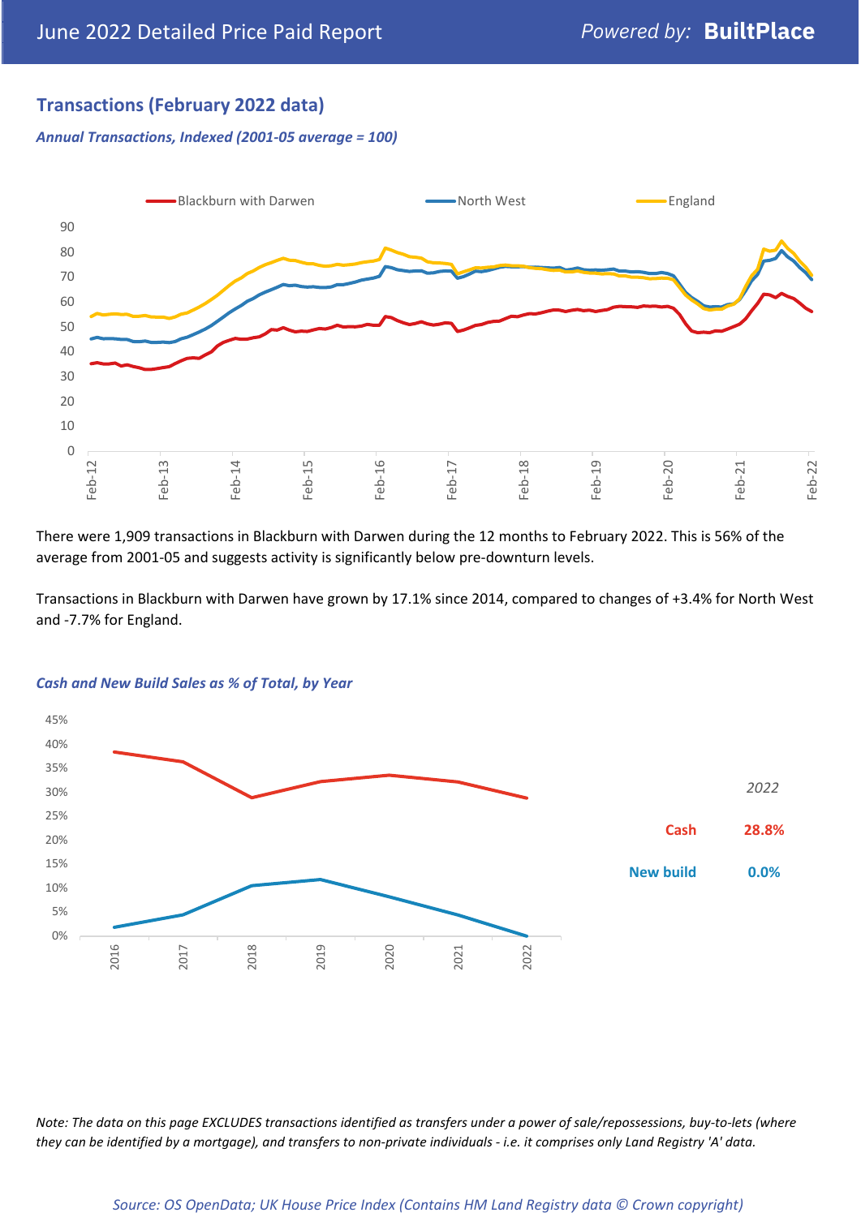## Transactions (February 2022 data)

*Annual Transactions, Indexed (2001-05 average = 100)*

There were 1,909 transactions in Blackburn with Darwen during the 12 months to February 2022. This is 56% of the average from 2001-05 and suggests activity is significantly below pre-downturn levels.

Transactions in Blackburn with Darwen have grown by 17.1% since 2014, compared to changes of +3.4% for North West and -7.7% for England.

*Cash and New Build Sales as % of Total, by Year*

| *2022* | |
|---|---|
| Cash | 28.8% |
| New build | 0.0% |

*Note: The data on this page EXCLUDES transactions identified as transfers under a power of sale/repossessions, buy-to-lets (where they can be identified by a mortgage), and transfers to non-private individuals - i.e. it comprises only Land Registry 'A' data.*

*Source: OS OpenData; UK House Price Index (Contains HM Land Registry data © Crown copyright)*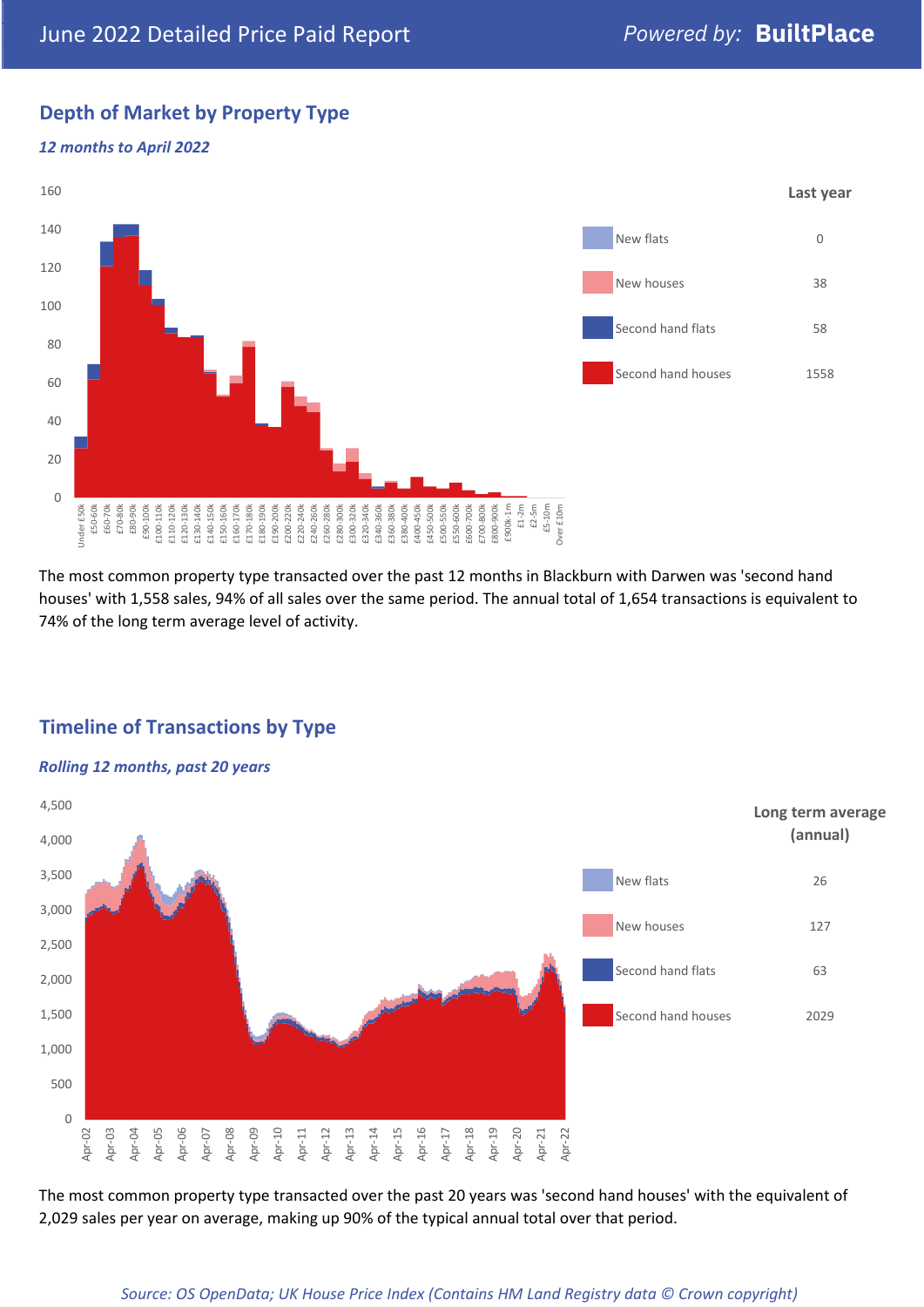June 2022 Detailed Price Paid Report

*Powered by:* **BuiltPlace**

## Depth of Market by Property Type

***12 months to April 2022***

160
140
120
100
80
60
40
20
0

Under £50k, £50-60k, £60-70k, £70-80k, £80-90k, £90-100k, £100-110k, £110-120k, £120-130k, £130-140k, £140-150k, £150-160k, £160-170k, £170-180k, £180-190k, £190-200k, £200-220k, £220-240k, £240-260k, £260-280k, £280-300k, £300-320k, £320-340k, £340-360k, £360-380k, £380-400k, £400-450k, £450-500k, £500-550k, £550-600k, £600-700k, £700-800k, £800-900k, £900k-1m, £1-2m, £2-5m, £5-10m, Over £10m

Last year

New flats 0
New houses 38
Second hand flats 58
Second hand houses 1558

The most common property type transacted over the past 12 months in Blackburn with Darwen was 'second hand houses' with 1,558 sales, 94% of all sales over the same period. The annual total of 1,654 transactions is equivalent to 74% of the long term average level of activity.

## Timeline of Transactions by Type

***Rolling 12 months, past 20 years***

4,500
4,000
3,500
3,000
2,500
2,000
1,500
1,000
500
0

Apr-02, Apr-03, Apr-04, Apr-05, Apr-06, Apr-07, Apr-08, Apr-09, Apr-10, Apr-11, Apr-12, Apr-13, Apr-14, Apr-15, Apr-16, Apr-17, Apr-18, Apr-19, Apr-20, Apr-21, Apr-22

Long term average (annual)

New flats 26
New houses 127
Second hand flats 63
Second hand houses 2029

The most common property type transacted over the past 20 years was 'second hand houses' with the equivalent of 2,029 sales per year on average, making up 90% of the typical annual total over that period.

*Source: OS OpenData; UK House Price Index (Contains HM Land Registry data © Crown copyright)*